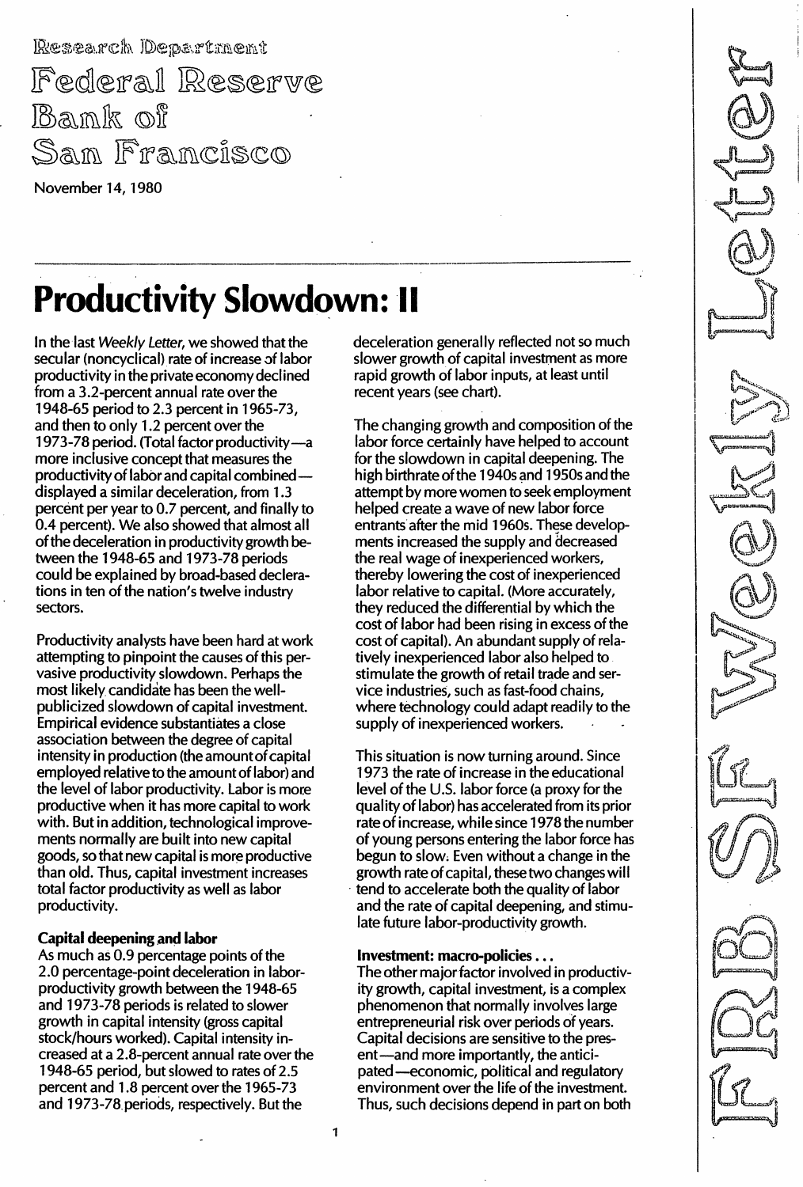Research Department

Federal Reserve Bank of San Francisco

November 14, 1980

# Productivity Slowdown: II

In the last *Weekly Letter*, we showed that the secular (noncyclical) rate of increase of labor productivity in the private economy declined from a 3.2-percent annual rate over the 1948-65 period to 2.3 percent in 1965-73, and then to only 1.2 percent over the 1973-78 period. (Total factor productivity—a more inclusive concept that measures the productivity of labor and capital combined—displayed a similar deceleration, from 1.3 percent per year to 0.7 percent, and finally to 0.4 percent). We also showed that almost all of the deceleration in productivity growth between the 1948-65 and 1973-78 periods could be explained by broad-based declarations in ten of the nation's twelve industry sectors.

Productivity analysts have been hard at work attempting to pinpoint the causes of this pervasive productivity slowdown. Perhaps the most likely candidate has been the well-publicized slowdown of capital investment. Empirical evidence substantiates a close association between the degree of capital intensity in production (the amount of capital employed relative to the amount of labor) and the level of labor productivity. Labor is more productive when it has more capital to work with. But in addition, technological improvements normally are built into new capital goods, so that new capital is more productive than old. Thus, capital investment increases total factor productivity as well as labor productivity.

### Capital deepening and labor

As much as 0.9 percentage points of the 2.0 percentage-point deceleration in labor-productivity growth between the 1948-65 and 1973-78 periods is related to slower growth in capital intensity (gross capital stock/hours worked). Capital intensity increased at a 2.8-percent annual rate over the 1948-65 period, but slowed to rates of 2.5 percent and 1.8 percent over the 1965-73 and 1973-78 periods, respectively. But the deceleration generally reflected not so much slower growth of capital investment as more rapid growth of labor inputs, at least until recent years (see chart).

The changing growth and composition of the labor force certainly have helped to account for the slowdown in capital deepening. The high birthrate of the 1940s and 1950s and the attempt by more women to seek employment helped create a wave of new labor force entrants after the mid 1960s. These developments increased the supply and decreased the real wage of inexperienced workers, thereby lowering the cost of inexperienced labor relative to capital. (More accurately, they reduced the differential by which the cost of labor had been rising in excess of the cost of capital). An abundant supply of relatively inexperienced labor also helped to stimulate the growth of retail trade and service industries, such as fast-food chains, where technology could adapt readily to the supply of inexperienced workers.

This situation is now turning around. Since 1973 the rate of increase in the educational level of the U.S. labor force (a proxy for the quality of labor) has accelerated from its prior rate of increase, while since 1978 the number of young persons entering the labor force has begun to slow. Even without a change in the growth rate of capital, these two changes will tend to accelerate both the quality of labor and the rate of capital deepening, and stimulate future labor-productivity growth.

### Investment: macro-policies . . .

The other major factor involved in productivity growth, capital investment, is a complex phenomenon that normally involves large entrepreneurial risk over periods of years. Capital decisions are sensitive to the present—and more importantly, the anticipated—economic, political and regulatory environment over the life of the investment. Thus, such decisions depend in part on both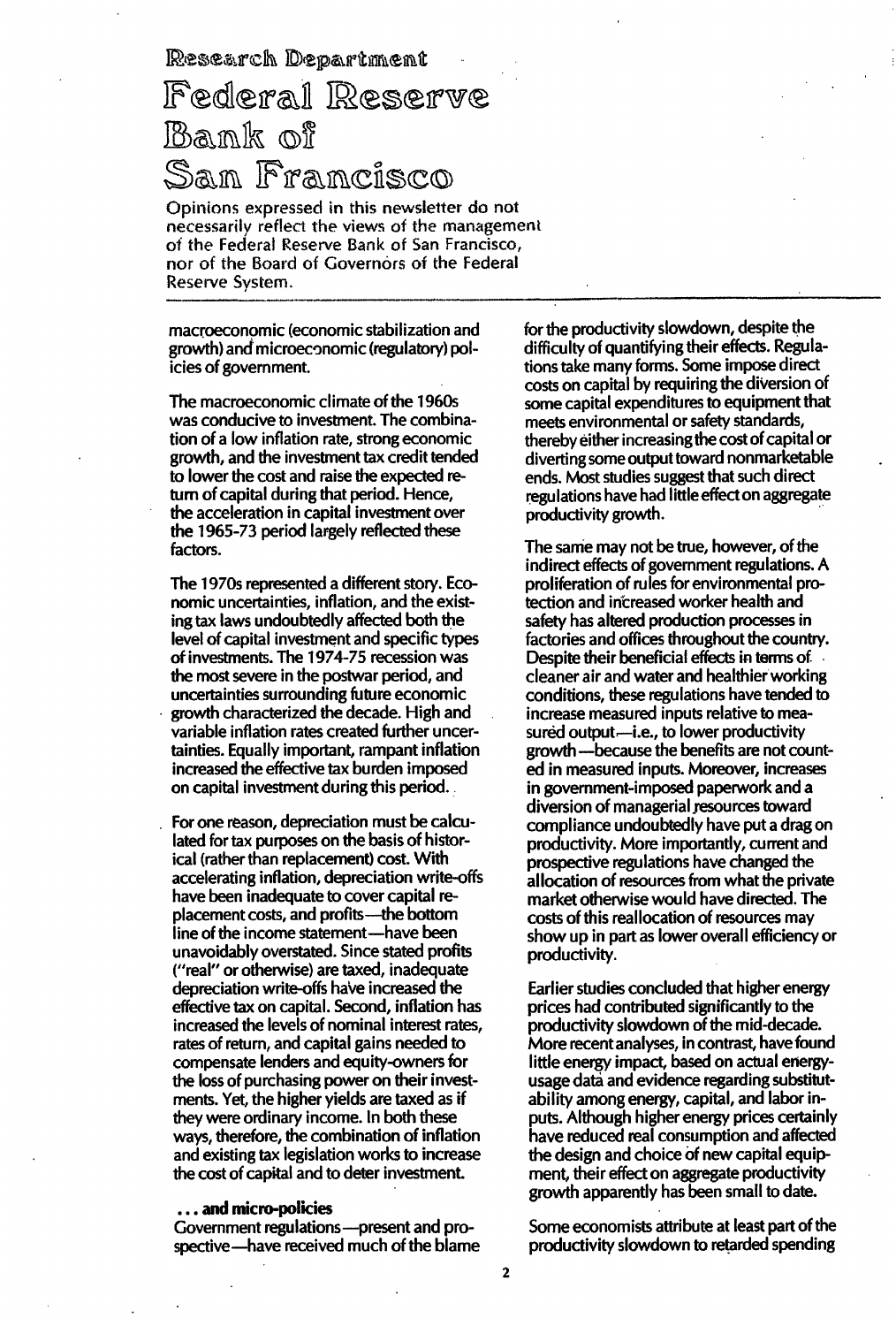# Research Department

# Federal Reserve Bank of San Francisco

Opinions expressed in this newsletter do not necessarily reflect the views of the management of the Federal Reserve Bank of San Francisco, nor of the Board of Governors of the Federal Reserve System.

macroeconomic (economic stabilization and growth) and microeconomic (regulatory) policies of government.

The macroeconomic climate of the 1960s was conducive to investment. The combination of a low inflation rate, strong economic growth, and the investment tax credit tended to lower the cost and raise the expected return of capital during that period. Hence, the acceleration in capital investment over the 1965-73 period largely reflected these factors.

The 1970s represented a different story. Economic uncertainties, inflation, and the existing tax laws undoubtedly affected both the level of capital investment and specific types of investments. The 1974-75 recession was the most severe in the postwar period, and uncertainties surrounding future economic growth characterized the decade. High and variable inflation rates created further uncertainties. Equally important, rampant inflation increased the effective tax burden imposed on capital investment during this period.

For one reason, depreciation must be calculated for tax purposes on the basis of historical (rather than replacement) cost. With accelerating inflation, depreciation write-offs have been inadequate to cover capital replacement costs, and profits—the bottom line of the income statement—have been unavoidably overstated. Since stated profits ("real" or otherwise) are taxed, inadequate depreciation write-offs have increased the effective tax on capital. Second, inflation has increased the levels of nominal interest rates, rates of return, and capital gains needed to compensate lenders and equity-owners for the loss of purchasing power on their investments. Yet, the higher yields are taxed as if they were ordinary income. In both these ways, therefore, the combination of inflation and existing tax legislation works to increase the cost of capital and to deter investment.

**... and micro-policies**

Government regulations—present and prospective—have received much of the blame for the productivity slowdown, despite the difficulty of quantifying their effects. Regulations take many forms. Some impose direct costs on capital by requiring the diversion of some capital expenditures to equipment that meets environmental or safety standards, thereby either increasing the cost of capital or diverting some output toward nonmarketable ends. Most studies suggest that such direct regulations have had little effect on aggregate productivity growth.

The same may not be true, however, of the indirect effects of government regulations. A proliferation of rules for environmental protection and increased worker health and safety has altered production processes in factories and offices throughout the country. Despite their beneficial effects in terms of cleaner air and water and healthier working conditions, these regulations have tended to increase measured inputs relative to measured output—i.e., to lower productivity growth—because the benefits are not counted in measured inputs. Moreover, increases in government-imposed paperwork and a diversion of managerial resources toward compliance undoubtedly have put a drag on productivity. More importantly, current and prospective regulations have changed the allocation of resources from what the private market otherwise would have directed. The costs of this reallocation of resources may show up in part as lower overall efficiency or productivity.

Earlier studies concluded that higher energy prices had contributed significantly to the productivity slowdown of the mid-decade. More recent analyses, in contrast, have found little energy impact, based on actual energy-usage data and evidence regarding substitutability among energy, capital, and labor inputs. Although higher energy prices certainly have reduced real consumption and affected the design and choice of new capital equipment, their effect on aggregate productivity growth apparently has been small to date.

Some economists attribute at least part of the productivity slowdown to retarded spending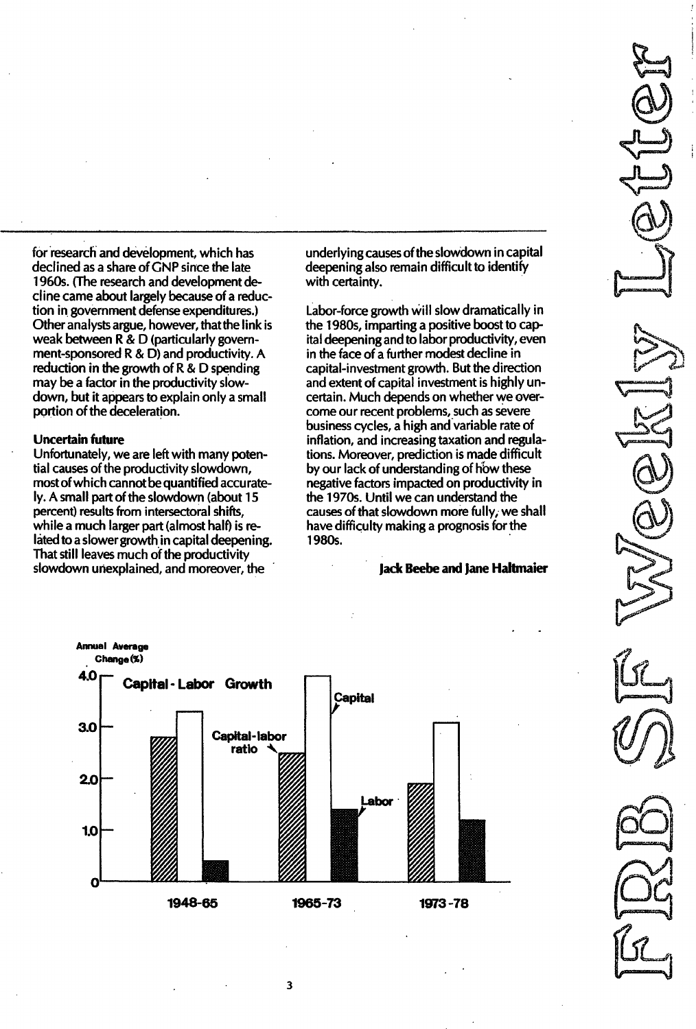for research and development, which has declined as a share of GNP since the late 1960s. (The research and development decline came about largely because of a reduction in government defense expenditures.) Other analysts argue, however, that the link is weak between R & D (particularly government-sponsored R & D) and productivity. A reduction in the growth of R & D spending may be a factor in the productivity slowdown, but it appears to explain only a small portion of the deceleration.

**Uncertain future**

Unfortunately, we are left with many potential causes of the productivity slowdown, most of which cannot be quantified accurately. A small part of the slowdown (about 15 percent) results from intersectoral shifts, while a much larger part (almost half) is related to a slower growth in capital deepening. That still leaves much of the productivity slowdown unexplained, and moreover, the underlying causes of the slowdown in capital deepening also remain difficult to identify with certainty.

Labor-force growth will slow dramatically in the 1980s, imparting a positive boost to capital deepening and to labor productivity, even in the face of a further modest decline in capital-investment growth. But the direction and extent of capital investment is highly uncertain. Much depends on whether we overcome our recent problems, such as severe business cycles, a high and variable rate of inflation, and increasing taxation and regulations. Moreover, prediction is made difficult by our lack of understanding of how these negative factors impacted on productivity in the 1970s. Until we can understand the causes of that slowdown more fully, we shall have difficulty making a prognosis for the 1980s.

**Jack Beebe and Jane Haltmaier**

**Capital - Labor Growth**

Annual Average Change (%)

| Period | Capital-labor ratio | Capital | Labor |
|---|---|---|---|
| 1948-65 | ~2.8 | ~3.3 | ~0.4 |
| 1965-73 | ~2.5 | ~4.0 | ~1.4 |
| 1973-78 | ~1.9 | ~3.1 | ~1.2 |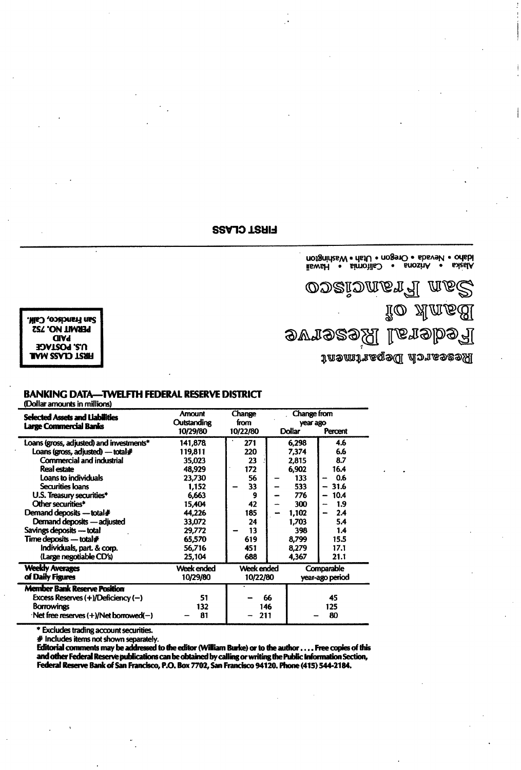Research Department

Federal Reserve

Bank of

San Francisco

Alaska • Arizona • California • Hawaii
Idaho • Nevada • Oregon • Utah • Washington

FIRST CLASS

FIRST CLASS MAIL
U.S. POSTAGE
PAID
PERMIT NO. 752
San Francisco, Calif.

## BANKING DATA—TWELFTH FEDERAL RESERVE DISTRICT

(Dollar amounts in millions)

| Selected Assets and Liabilities Large Commercial Banks | Amount Outstanding 10/29/80 | Change from 10/22/80 | Change from year ago Dollar | Percent |
|---|---|---|---|---|
| Loans (gross, adjusted) and investments* | 141,878 | 271 | 6,298 | 4.6 |
| Loans (gross, adjusted) — total# | 119,811 | 220 | 7,374 | 6.6 |
| Commercial and industrial | 35,023 | 23 | 2,815 | 8.7 |
| Real estate | 48,929 | 172 | 6,902 | 16.4 |
| Loans to individuals | 23,730 | 56 | − 133 | − 0.6 |
| Securities loans | 1,152 | − 33 | − 533 | − 31.6 |
| U.S. Treasury securities* | 6,663 | 9 | − 776 | − 10.4 |
| Other securities* | 15,404 | 42 | − 300 | − 1.9 |
| Demand deposits — total# | 44,226 | 185 | − 1,102 | − 2.4 |
| Demand deposits — adjusted | 33,072 | 24 | 1,703 | 5.4 |
| Savings deposits — total | 29,772 | − 13 | 398 | 1.4 |
| Time deposits — total# | 65,570 | 619 | 8,799 | 15.5 |
| Individuals, part. & corp. | 56,716 | 451 | 8,279 | 17.1 |
| (Large negotiable CD's) | 25,104 | 688 | 4,367 | 21.1 |
| **Weekly Averages of Daily Figures** | Week ended 10/29/80 | Week ended 10/22/80 | Comparable year-ago period | |
| **Member Bank Reserve Position** | | | | |
| Excess Reserves (+)/Deficiency (−) | 51 | − 66 | 45 | |
| Borrowings | 132 | 146 | 125 | |
| Net free reserves (+)/Net borrowed(−) | − 81 | − 211 | − 80 | |

\* Excludes trading account securities.
\# Includes items not shown separately.

**Editorial comments may be addressed to the editor (William Burke) or to the author.... Free copies of this and other Federal Reserve publications can be obtained by calling or writing the Public Information Section, Federal Reserve Bank of San Francisco, P.O. Box 7702, San Francisco 94120. Phone (415) 544-2184.**